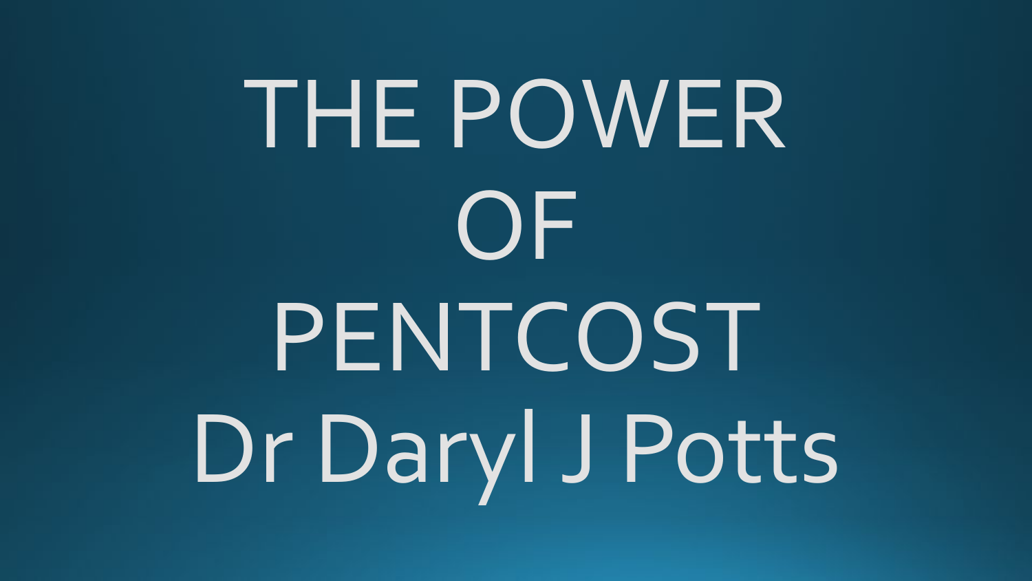# THE POWER OF PENTCOST

Dr Daryl J Potts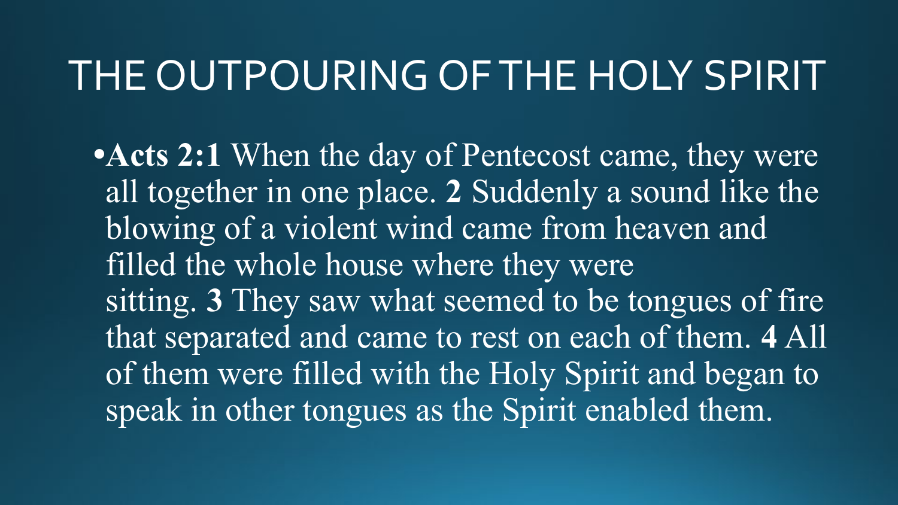# THE OUTPOURING OF THE HOLY SPIRIT

- **Acts 2:1** When the day of Pentecost came, they were all together in one place. **2** Suddenly a sound like the blowing of a violent wind came from heaven and filled the whole house where they were sitting. **3** They saw what seemed to be tongues of fire that separated and came to rest on each of them. **4** All of them were filled with the Holy Spirit and began to speak in other tongues as the Spirit enabled them.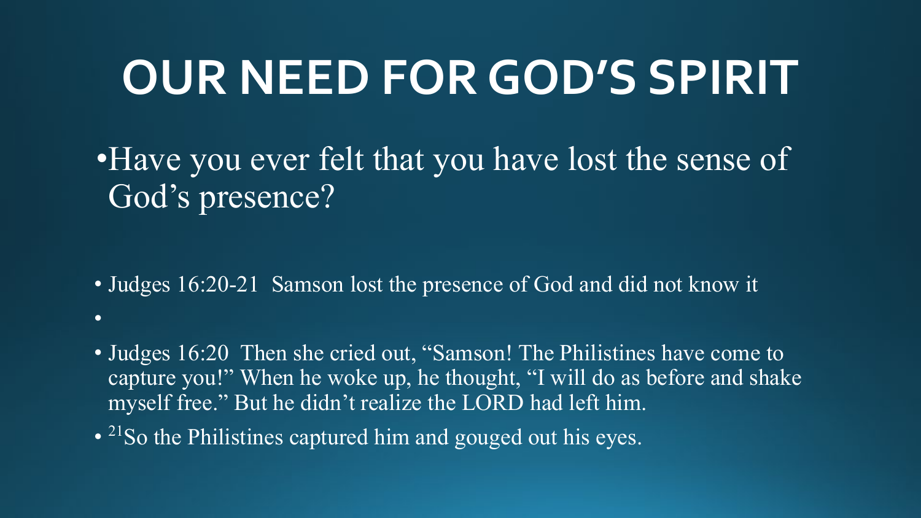# OUR NEED FOR GOD'S SPIRIT

- Have you ever felt that you have lost the sense of God's presence?

- Judges 16:20-21 Samson lost the presence of God and did not know it
-
- Judges 16:20 Then she cried out, "Samson! The Philistines have come to capture you!" When he woke up, he thought, "I will do as before and shake myself free." But he didn't realize the LORD had left him.
- [21]So the Philistines captured him and gouged out his eyes.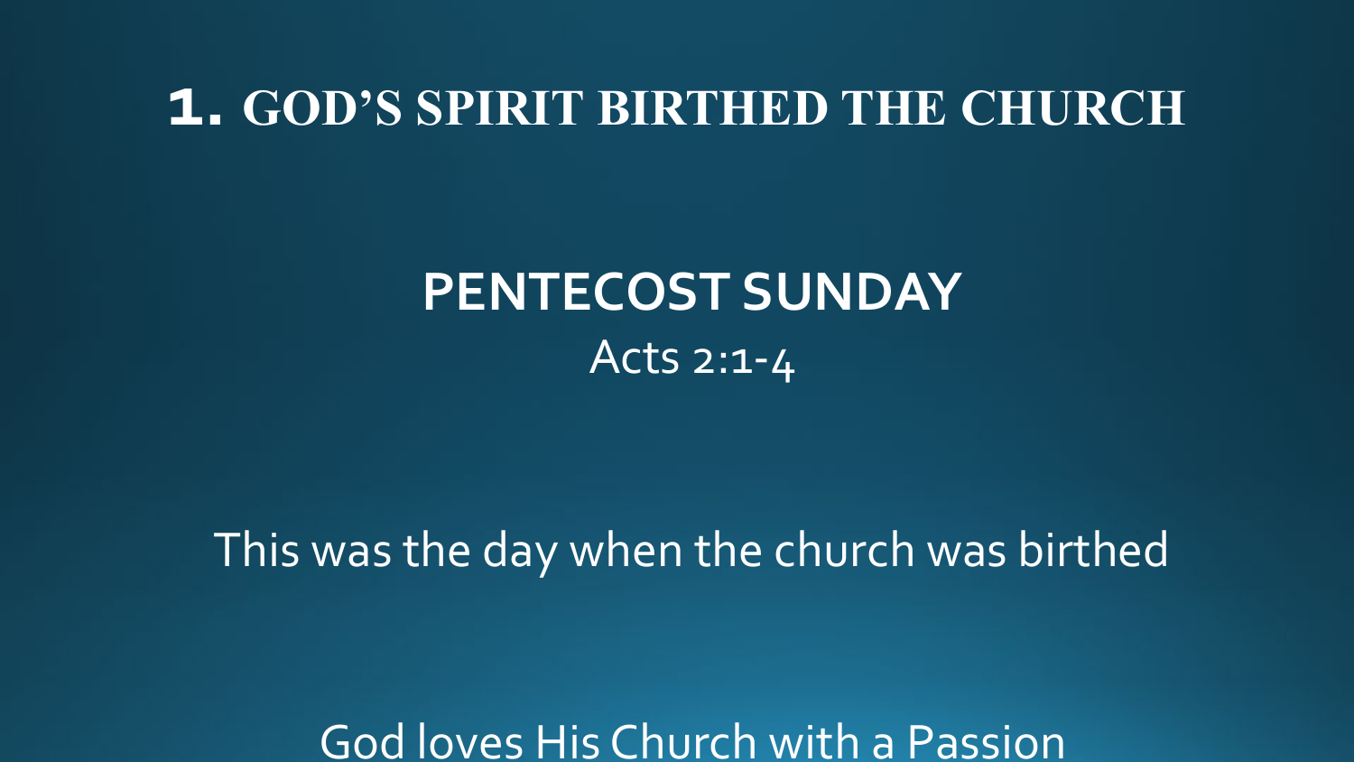# 1. GOD'S SPIRIT BIRTHED THE CHURCH

## PENTECOST SUNDAY

Acts 2:1-4

This was the day when the church was birthed

God loves His Church with a Passion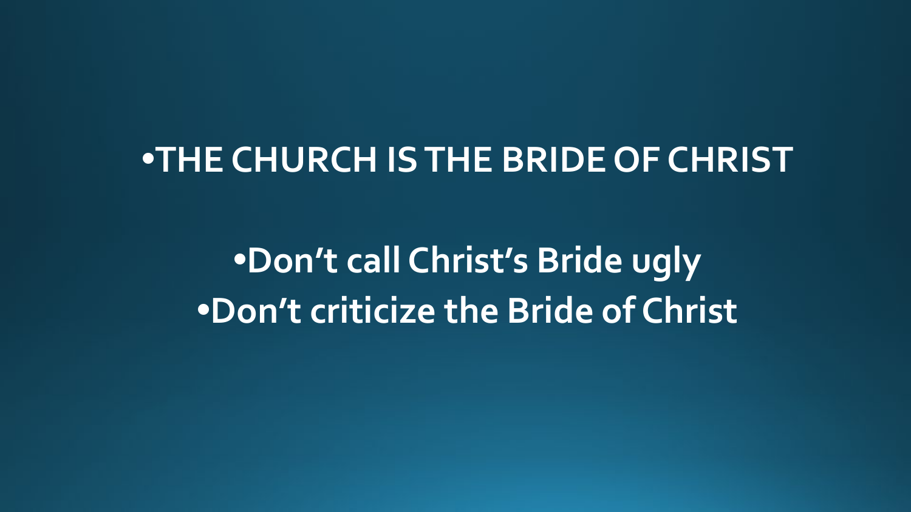- THE CHURCH IS THE BRIDE OF CHRIST

- Don’t call Christ’s Bride ugly
- Don’t criticize the Bride of Christ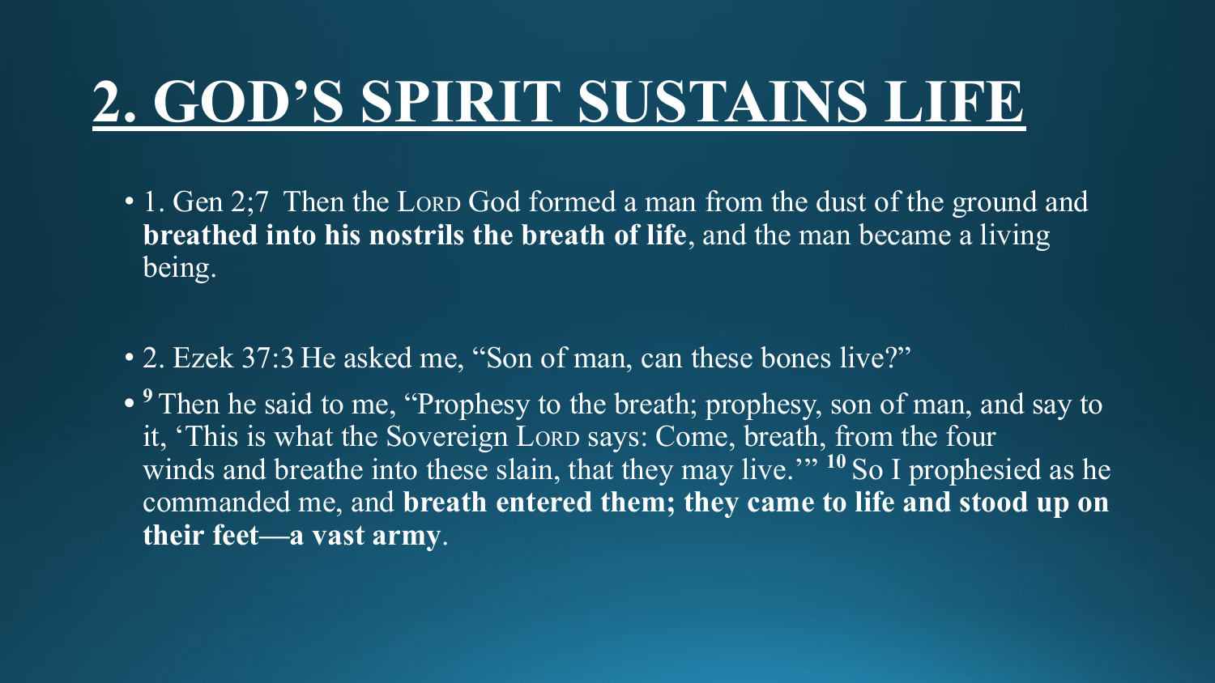# 2. GOD'S SPIRIT SUSTAINS LIFE

- 1. Gen 2;7 Then the LORD God formed a man from the dust of the ground and **breathed into his nostrils the breath of life**, and the man became a living being.

- 2. Ezek 37:3 He asked me, "Son of man, can these bones live?"
- [9] Then he said to me, "Prophesy to the breath; prophesy, son of man, and say to it, 'This is what the Sovereign LORD says: Come, breath, from the four winds and breathe into these slain, that they may live.'" [10] So I prophesied as he commanded me, and **breath entered them; they came to life and stood up on their feet—a vast army**.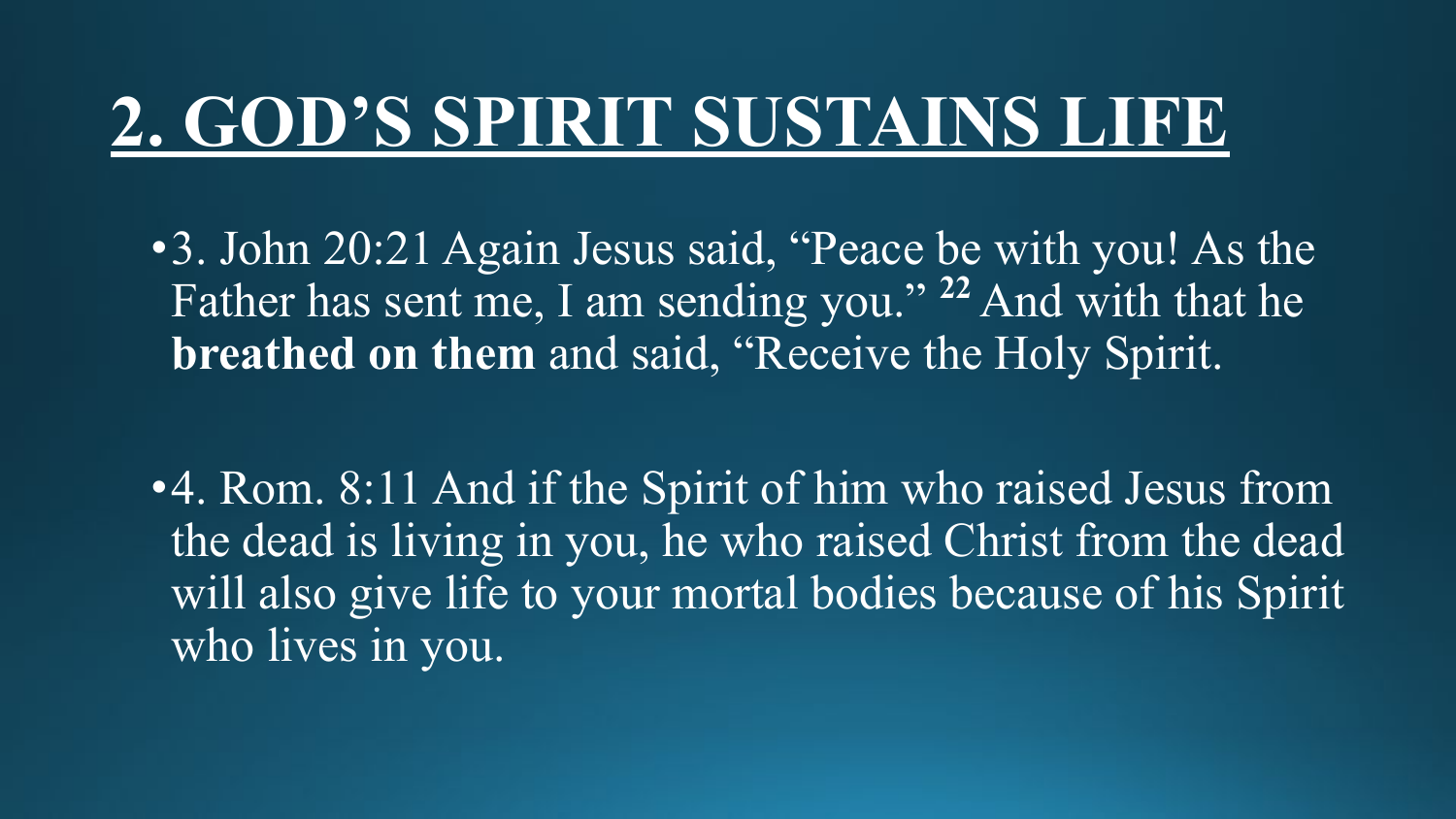# 2. GOD'S SPIRIT SUSTAINS LIFE

- 3. John 20:21 Again Jesus said, "Peace be with you! As the Father has sent me, I am sending you." [22] And with that he **breathed on them** and said, "Receive the Holy Spirit.

- 4. Rom. 8:11 And if the Spirit of him who raised Jesus from the dead is living in you, he who raised Christ from the dead will also give life to your mortal bodies because of his Spirit who lives in you.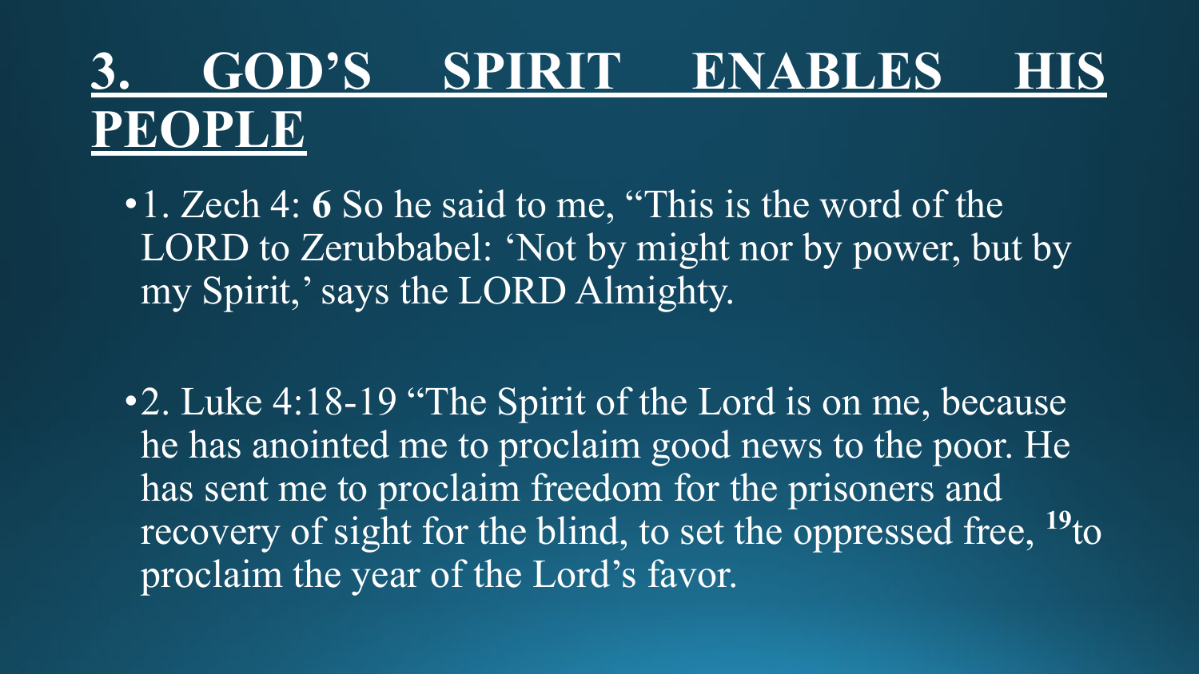# 3. GOD'S SPIRIT ENABLES HIS PEOPLE

- 1. Zech 4: **6** So he said to me, "This is the word of the LORD to Zerubbabel: 'Not by might nor by power, but by my Spirit,' says the LORD Almighty.

- 2. Luke 4:18-19 "The Spirit of the Lord is on me, because he has anointed me to proclaim good news to the poor. He has sent me to proclaim freedom for the prisoners and recovery of sight for the blind, to set the oppressed free, **19**to proclaim the year of the Lord's favor.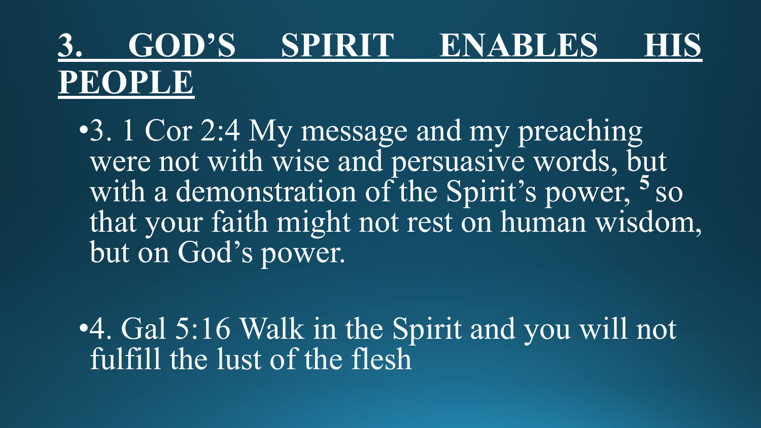# 3. GOD'S SPIRIT ENABLES HIS PEOPLE

- 3. 1 Cor 2:4 My message and my preaching were not with wise and persuasive words, but with a demonstration of the Spirit's power, [5] so that your faith might not rest on human wisdom, but on God's power.

- 4. Gal 5:16 Walk in the Spirit and you will not fulfill the lust of the flesh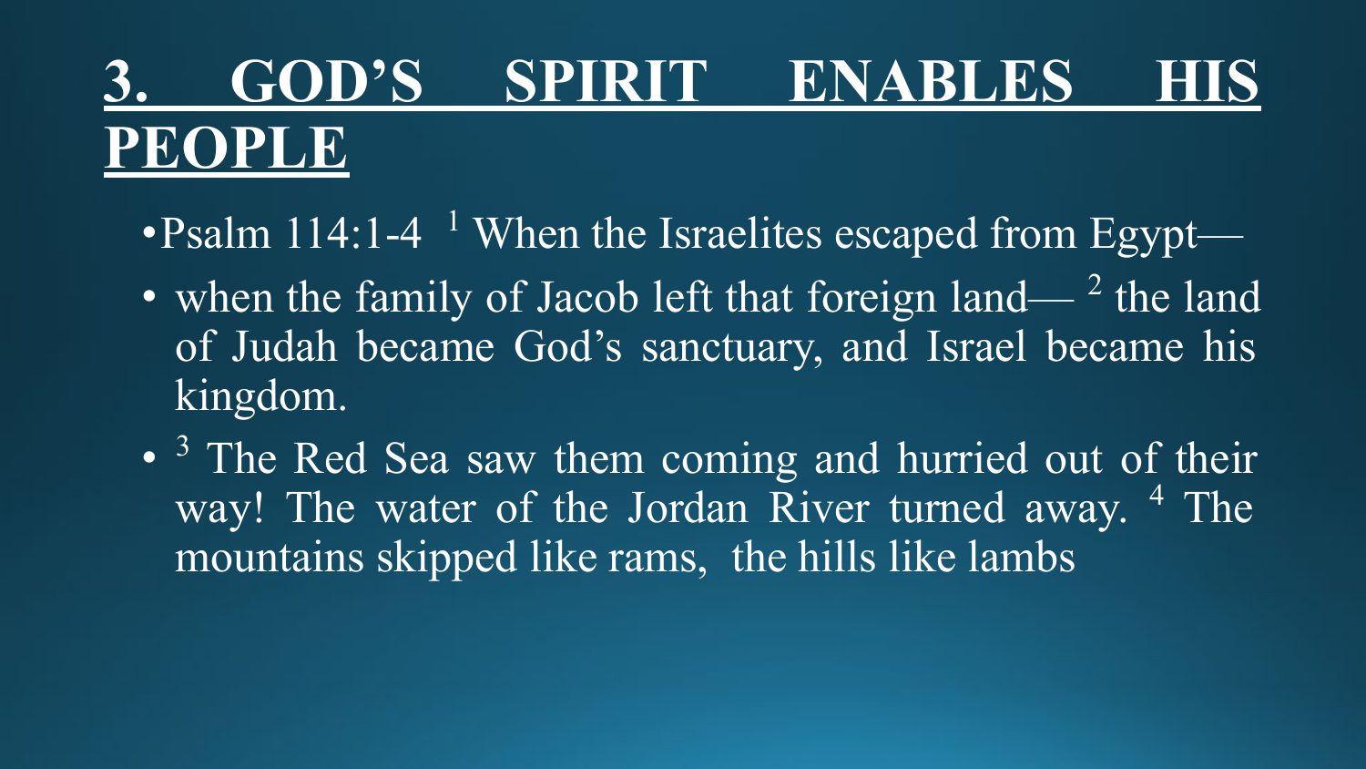# 3. GOD'S SPIRIT ENABLES HIS PEOPLE

- Psalm 114:1-4 [1] When the Israelites escaped from Egypt—
- when the family of Jacob left that foreign land— [2] the land of Judah became God's sanctuary, and Israel became his kingdom.
- [3] The Red Sea saw them coming and hurried out of their way! The water of the Jordan River turned away. [4] The mountains skipped like rams, the hills like lambs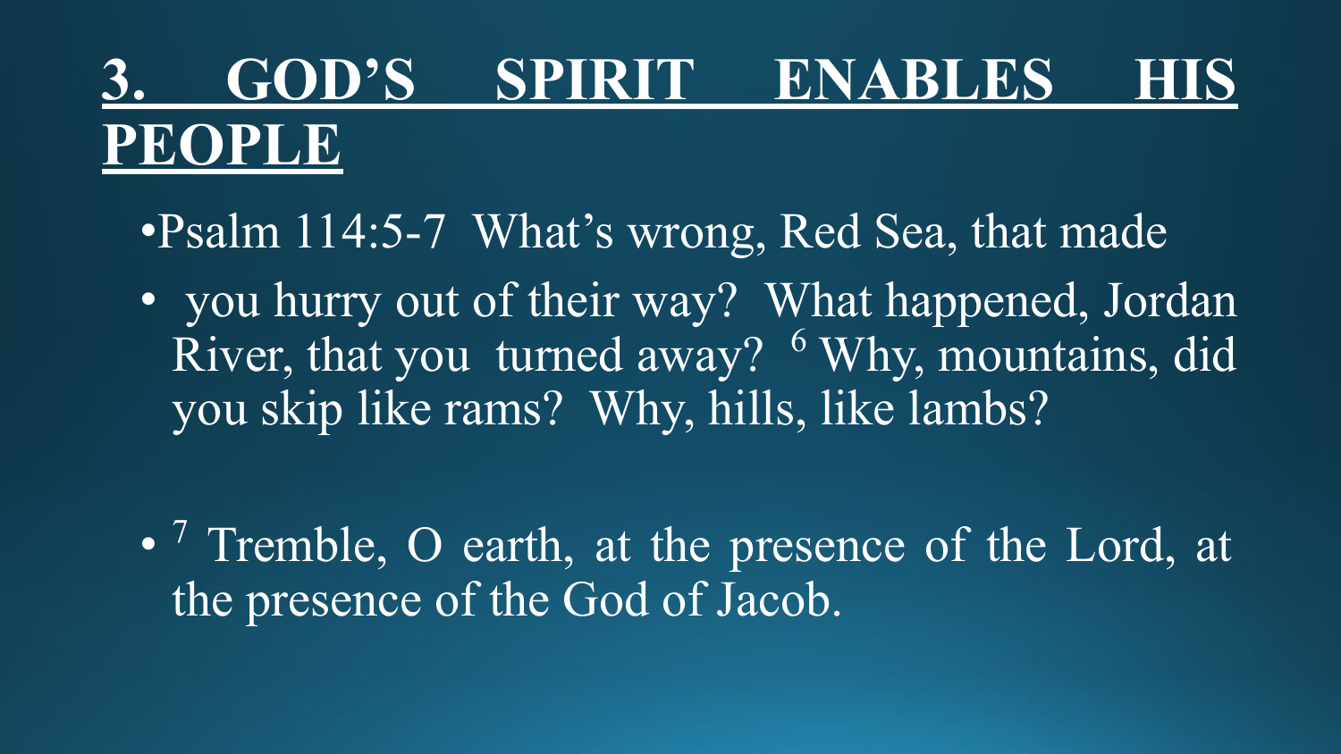# 3. GOD'S SPIRIT ENABLES HIS PEOPLE

- Psalm 114:5-7 What's wrong, Red Sea, that made
- you hurry out of their way? What happened, Jordan River, that you turned away? [6] Why, mountains, did you skip like rams? Why, hills, like lambs?

- [7] Tremble, O earth, at the presence of the Lord, at the presence of the God of Jacob.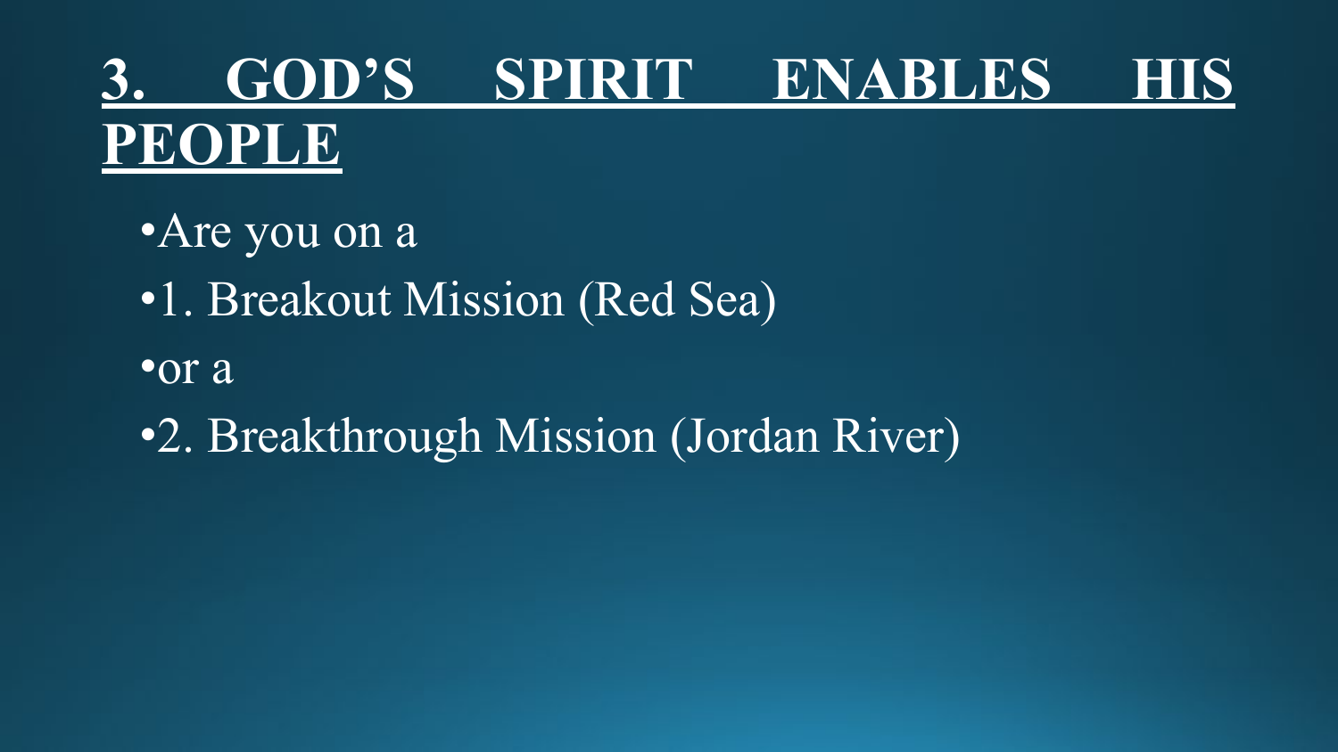# 3. GOD'S SPIRIT ENABLES HIS PEOPLE

- Are you on a
- 1. Breakout Mission (Red Sea)
- or a
- 2. Breakthrough Mission (Jordan River)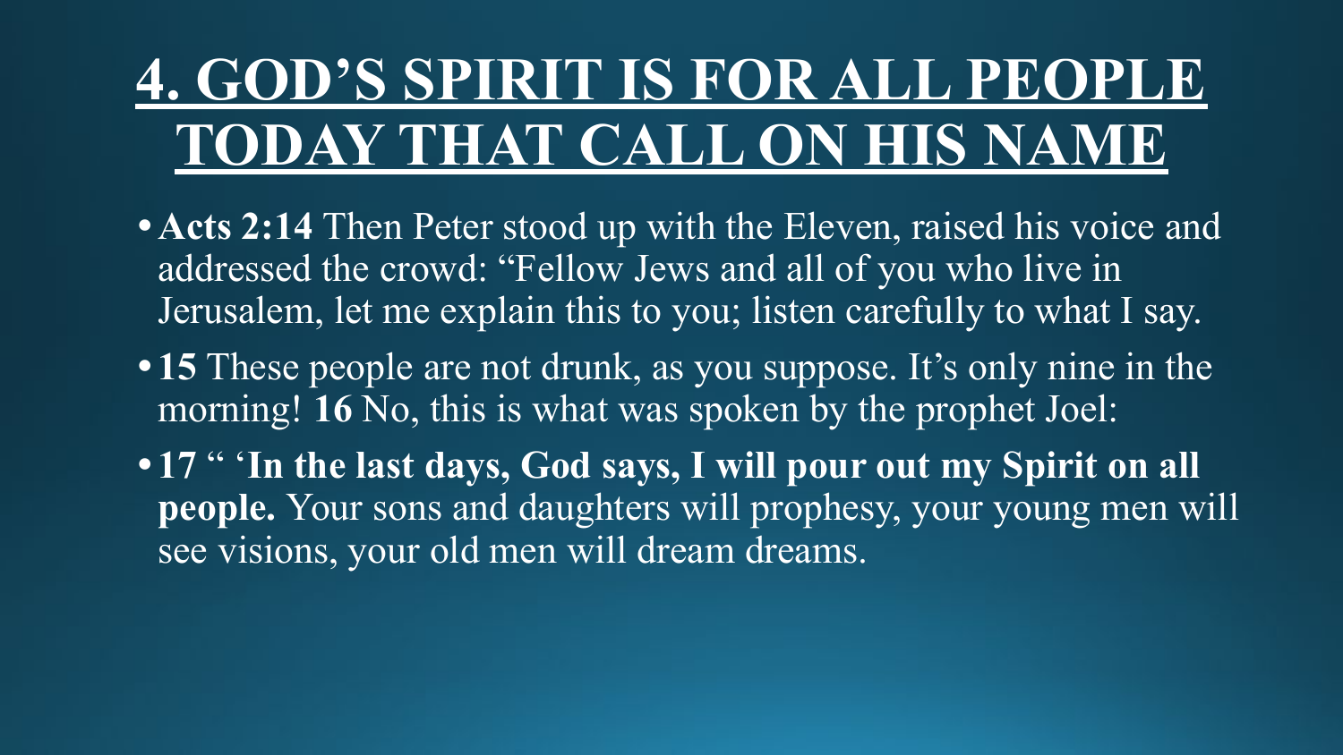# 4. GOD'S SPIRIT IS FOR ALL PEOPLE TODAY THAT CALL ON HIS NAME

- **Acts 2:14** Then Peter stood up with the Eleven, raised his voice and addressed the crowd: "Fellow Jews and all of you who live in Jerusalem, let me explain this to you; listen carefully to what I say.
- **15** These people are not drunk, as you suppose. It's only nine in the morning! **16** No, this is what was spoken by the prophet Joel:
- **17** " '**In the last days, God says, I will pour out my Spirit on all people.** Your sons and daughters will prophesy, your young men will see visions, your old men will dream dreams.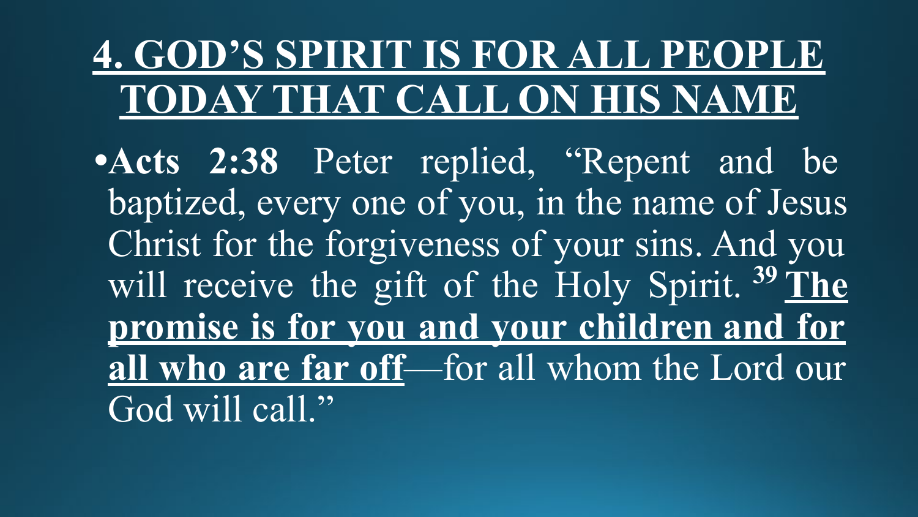# 4. GOD'S SPIRIT IS FOR ALL PEOPLE TODAY THAT CALL ON HIS NAME

- **Acts 2:38** Peter replied, "Repent and be baptized, every one of you, in the name of Jesus Christ for the forgiveness of your sins. And you will receive the gift of the Holy Spirit. **39** **The promise is for you and your children and for all who are far off**—for all whom the Lord our God will call."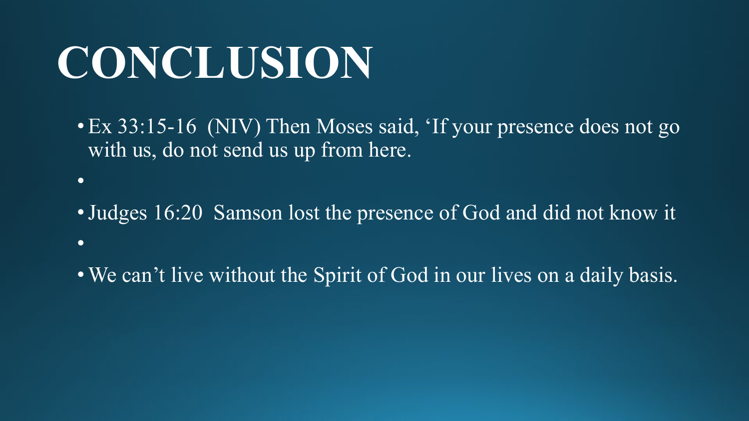# CONCLUSION

- Ex 33:15-16 (NIV) Then Moses said, ‘If your presence does not go with us, do not send us up from here.
- Judges 16:20 Samson lost the presence of God and did not know it
- We can’t live without the Spirit of God in our lives on a daily basis.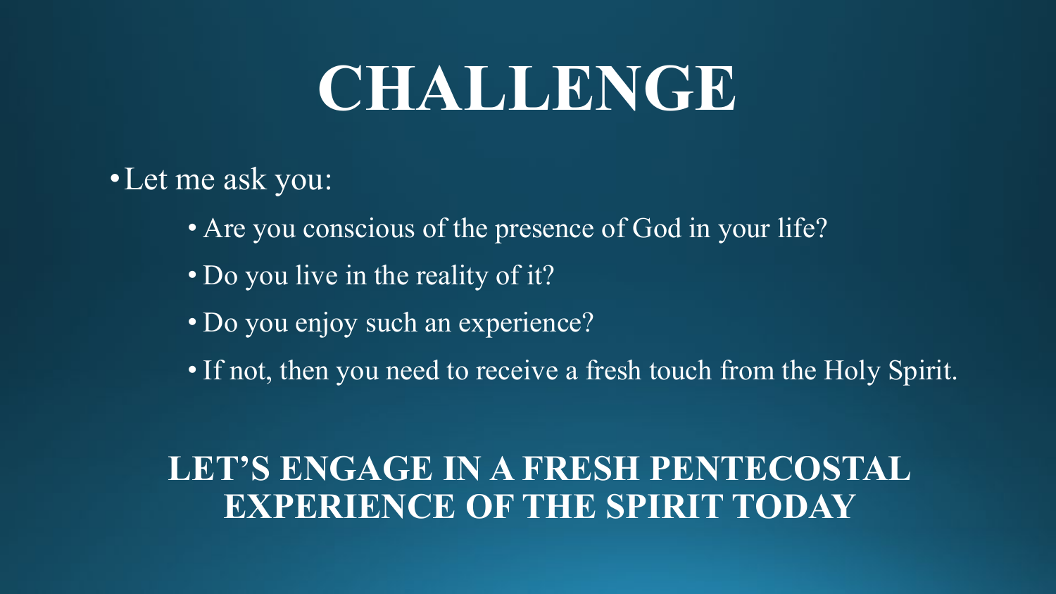# CHALLENGE

- Let me ask you:
  - Are you conscious of the presence of God in your life?
  - Do you live in the reality of it?
  - Do you enjoy such an experience?
  - If not, then you need to receive a fresh touch from the Holy Spirit.

**LET'S ENGAGE IN A FRESH PENTECOSTAL EXPERIENCE OF THE SPIRIT TODAY**